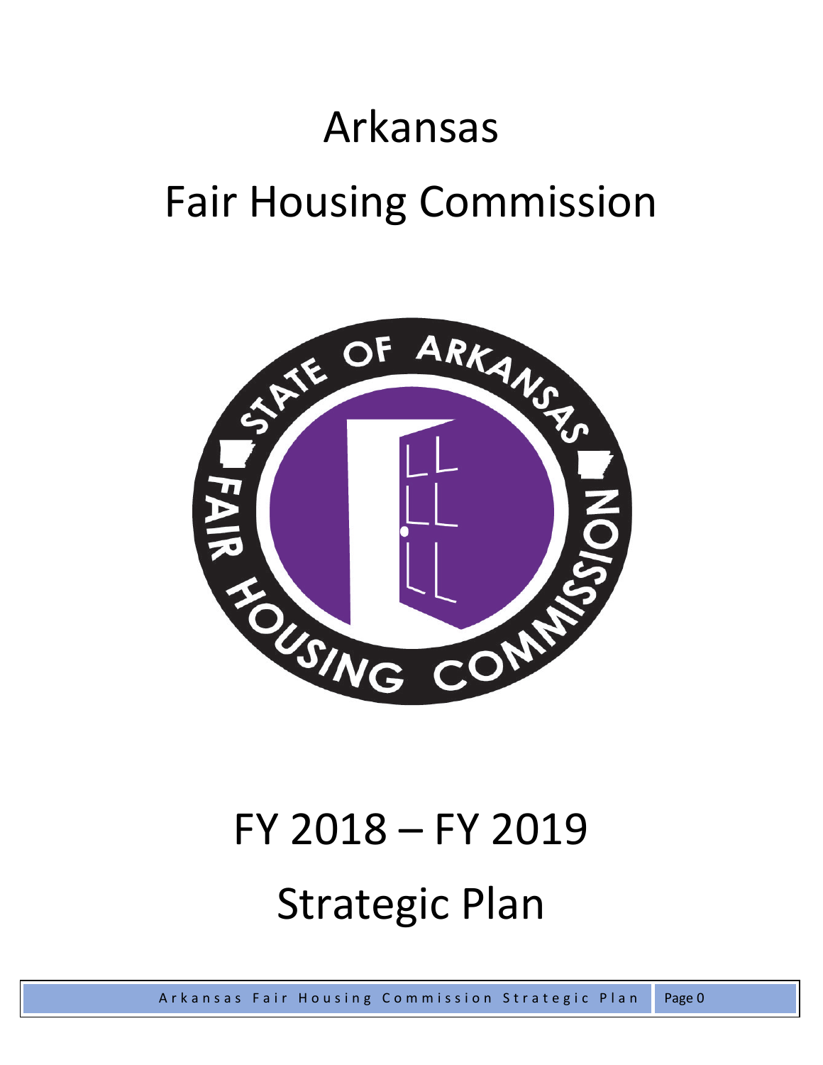# Arkansas

# Fair Housing Commission

# FY 2018 – FY 2019

# Strategic Plan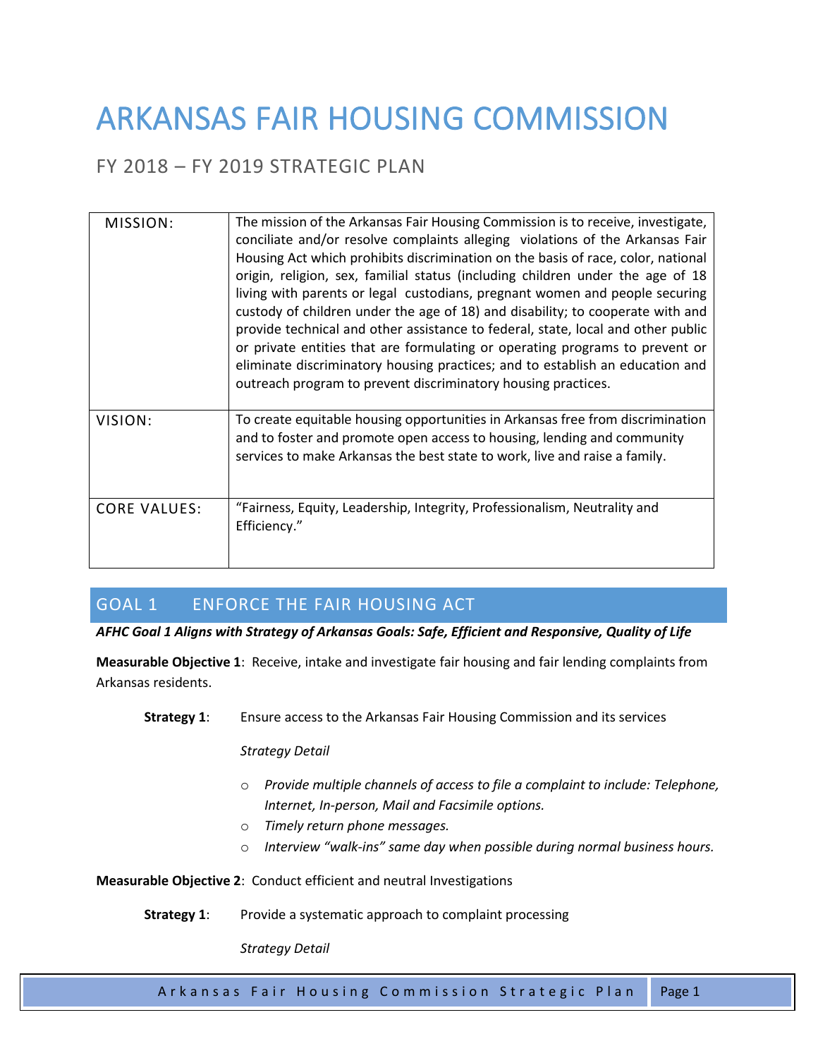# ARKANSAS FAIR HOUSING COMMISSION

## FY 2018 – FY 2019 STRATEGIC PLAN

| | |
|---|---|
| MISSION: | The mission of the Arkansas Fair Housing Commission is to receive, investigate, conciliate and/or resolve complaints alleging violations of the Arkansas Fair Housing Act which prohibits discrimination on the basis of race, color, national origin, religion, sex, familial status (including children under the age of 18 living with parents or legal custodians, pregnant women and people securing custody of children under the age of 18) and disability; to cooperate with and provide technical and other assistance to federal, state, local and other public or private entities that are formulating or operating programs to prevent or eliminate discriminatory housing practices; and to establish an education and outreach program to prevent discriminatory housing practices. |
| VISION: | To create equitable housing opportunities in Arkansas free from discrimination and to foster and promote open access to housing, lending and community services to make Arkansas the best state to work, live and raise a family. |
| CORE VALUES: | "Fairness, Equity, Leadership, Integrity, Professionalism, Neutrality and Efficiency." |

## GOAL 1 ENFORCE THE FAIR HOUSING ACT

***AFHC Goal 1 Aligns with Strategy of Arkansas Goals: Safe, Efficient and Responsive, Quality of Life***

**Measurable Objective 1**: Receive, intake and investigate fair housing and fair lending complaints from Arkansas residents.

**Strategy 1**: Ensure access to the Arkansas Fair Housing Commission and its services

*Strategy Detail*

- *Provide multiple channels of access to file a complaint to include: Telephone, Internet, In-person, Mail and Facsimile options.*
- *Timely return phone messages.*
- *Interview "walk-ins" same day when possible during normal business hours.*

**Measurable Objective 2**: Conduct efficient and neutral Investigations

**Strategy 1**: Provide a systematic approach to complaint processing

*Strategy Detail*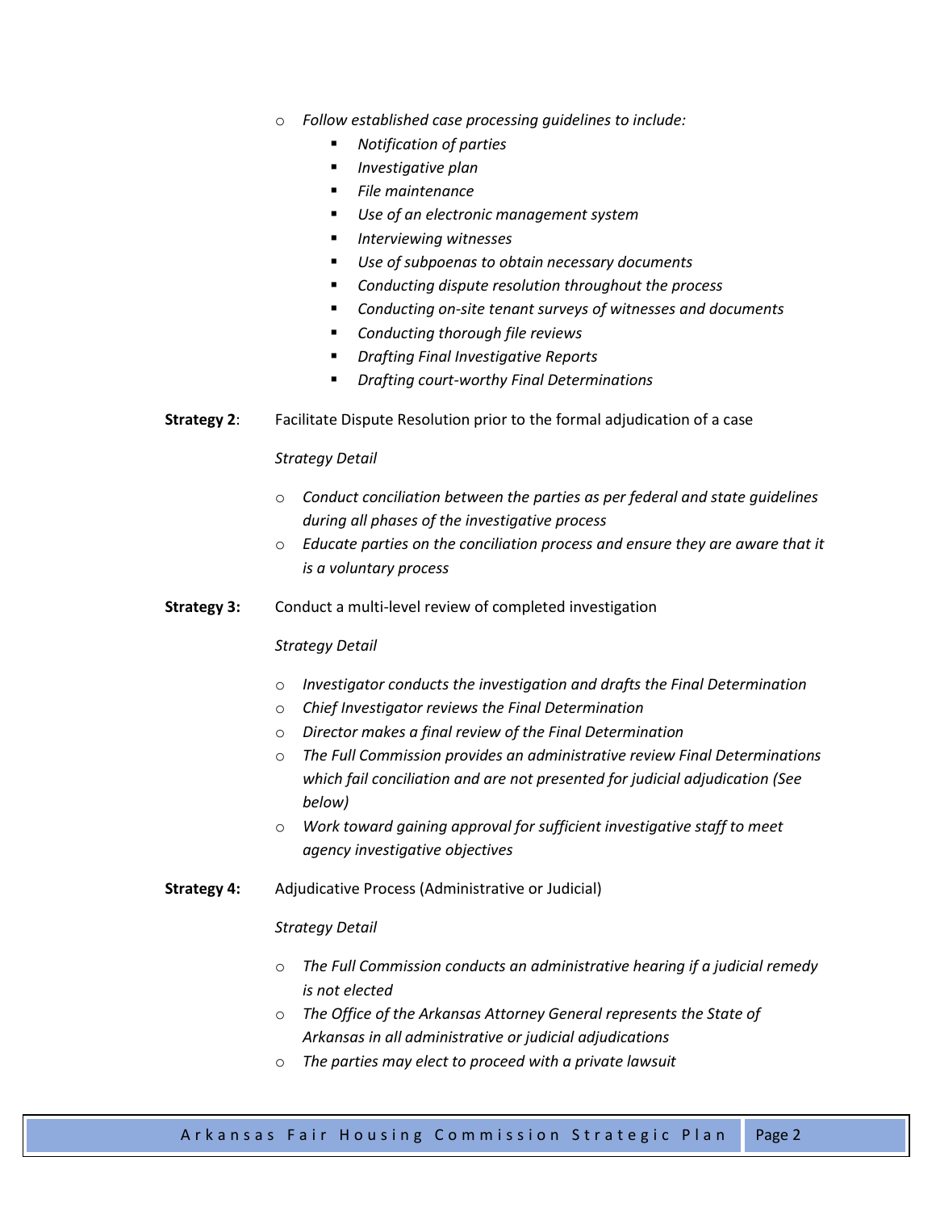- *Follow established case processing guidelines to include:*
  - *Notification of parties*
  - *Investigative plan*
  - *File maintenance*
  - *Use of an electronic management system*
  - *Interviewing witnesses*
  - *Use of subpoenas to obtain necessary documents*
  - *Conducting dispute resolution throughout the process*
  - *Conducting on-site tenant surveys of witnesses and documents*
  - *Conducting thorough file reviews*
  - *Drafting Final Investigative Reports*
  - *Drafting court-worthy Final Determinations*

**Strategy 2**: Facilitate Dispute Resolution prior to the formal adjudication of a case

*Strategy Detail*

- *Conduct conciliation between the parties as per federal and state guidelines during all phases of the investigative process*
- *Educate parties on the conciliation process and ensure they are aware that it is a voluntary process*

**Strategy 3:** Conduct a multi-level review of completed investigation

*Strategy Detail*

- *Investigator conducts the investigation and drafts the Final Determination*
- *Chief Investigator reviews the Final Determination*
- *Director makes a final review of the Final Determination*
- *The Full Commission provides an administrative review Final Determinations which fail conciliation and are not presented for judicial adjudication (See below)*
- *Work toward gaining approval for sufficient investigative staff to meet agency investigative objectives*

**Strategy 4:** Adjudicative Process (Administrative or Judicial)

*Strategy Detail*

- *The Full Commission conducts an administrative hearing if a judicial remedy is not elected*
- *The Office of the Arkansas Attorney General represents the State of Arkansas in all administrative or judicial adjudications*
- *The parties may elect to proceed with a private lawsuit*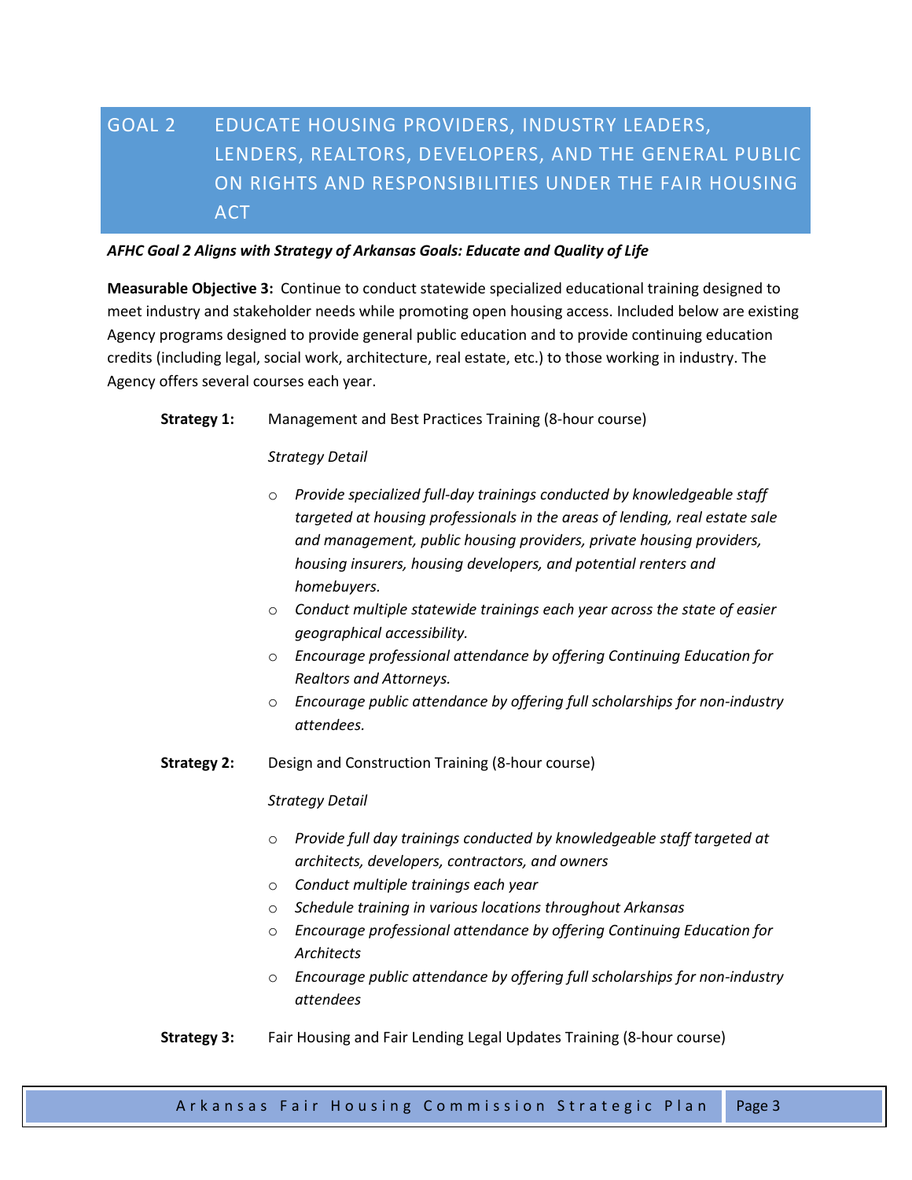## GOAL 2 EDUCATE HOUSING PROVIDERS, INDUSTRY LEADERS, LENDERS, REALTORS, DEVELOPERS, AND THE GENERAL PUBLIC ON RIGHTS AND RESPONSIBILITIES UNDER THE FAIR HOUSING ACT

***AFHC Goal 2 Aligns with Strategy of Arkansas Goals: Educate and Quality of Life***

**Measurable Objective 3:** Continue to conduct statewide specialized educational training designed to meet industry and stakeholder needs while promoting open housing access. Included below are existing Agency programs designed to provide general public education and to provide continuing education credits (including legal, social work, architecture, real estate, etc.) to those working in industry. The Agency offers several courses each year.

**Strategy 1:** Management and Best Practices Training (8-hour course)

*Strategy Detail*

- *Provide specialized full-day trainings conducted by knowledgeable staff targeted at housing professionals in the areas of lending, real estate sale and management, public housing providers, private housing providers, housing insurers, housing developers, and potential renters and homebuyers.*
- *Conduct multiple statewide trainings each year across the state of easier geographical accessibility.*
- *Encourage professional attendance by offering Continuing Education for Realtors and Attorneys.*
- *Encourage public attendance by offering full scholarships for non-industry attendees.*

**Strategy 2:** Design and Construction Training (8-hour course)

*Strategy Detail*

- *Provide full day trainings conducted by knowledgeable staff targeted at architects, developers, contractors, and owners*
- *Conduct multiple trainings each year*
- *Schedule training in various locations throughout Arkansas*
- *Encourage professional attendance by offering Continuing Education for Architects*
- *Encourage public attendance by offering full scholarships for non-industry attendees*

**Strategy 3:** Fair Housing and Fair Lending Legal Updates Training (8-hour course)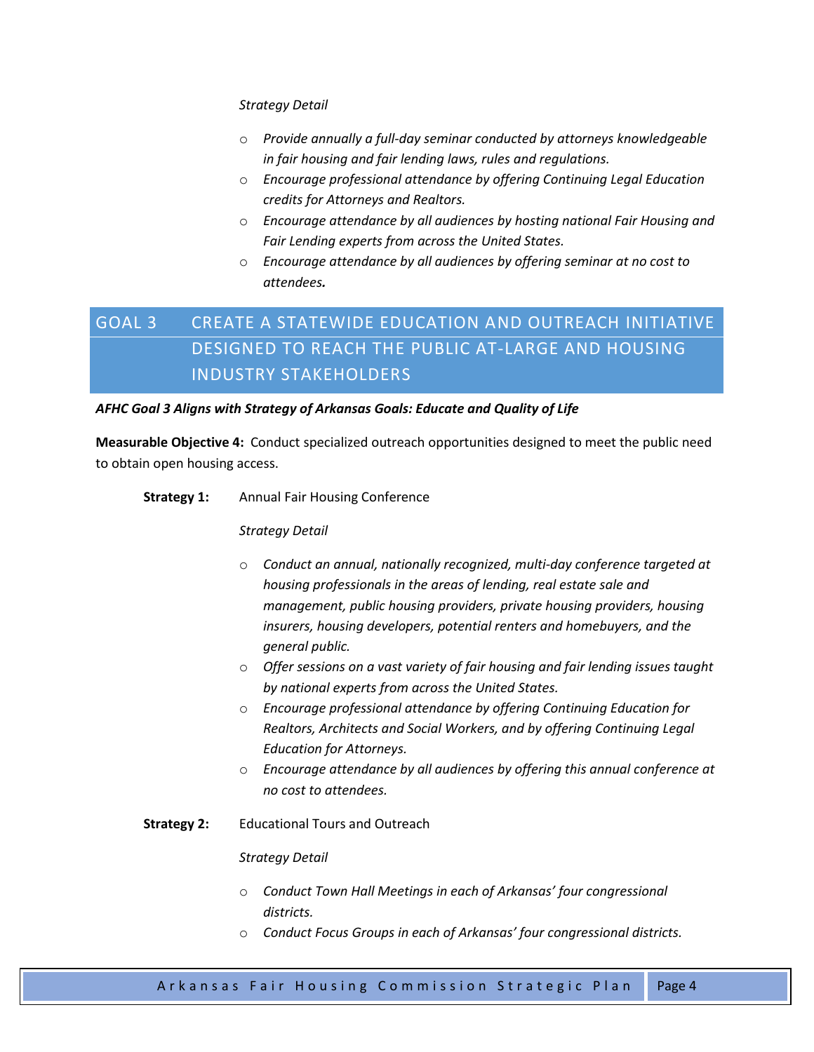*Strategy Detail*

- *Provide annually a full-day seminar conducted by attorneys knowledgeable in fair housing and fair lending laws, rules and regulations.*
- *Encourage professional attendance by offering Continuing Legal Education credits for Attorneys and Realtors.*
- *Encourage attendance by all audiences by hosting national Fair Housing and Fair Lending experts from across the United States.*
- *Encourage attendance by all audiences by offering seminar at no cost to attendees.*

## GOAL 3 CREATE A STATEWIDE EDUCATION AND OUTREACH INITIATIVE DESIGNED TO REACH THE PUBLIC AT-LARGE AND HOUSING INDUSTRY STAKEHOLDERS

***AFHC Goal 3 Aligns with Strategy of Arkansas Goals: Educate and Quality of Life***

**Measurable Objective 4:** Conduct specialized outreach opportunities designed to meet the public need to obtain open housing access.

**Strategy 1:** Annual Fair Housing Conference

*Strategy Detail*

- *Conduct an annual, nationally recognized, multi-day conference targeted at housing professionals in the areas of lending, real estate sale and management, public housing providers, private housing providers, housing insurers, housing developers, potential renters and homebuyers, and the general public.*
- *Offer sessions on a vast variety of fair housing and fair lending issues taught by national experts from across the United States.*
- *Encourage professional attendance by offering Continuing Education for Realtors, Architects and Social Workers, and by offering Continuing Legal Education for Attorneys.*
- *Encourage attendance by all audiences by offering this annual conference at no cost to attendees.*

**Strategy 2:** Educational Tours and Outreach

*Strategy Detail*

- *Conduct Town Hall Meetings in each of Arkansas' four congressional districts.*
- *Conduct Focus Groups in each of Arkansas' four congressional districts.*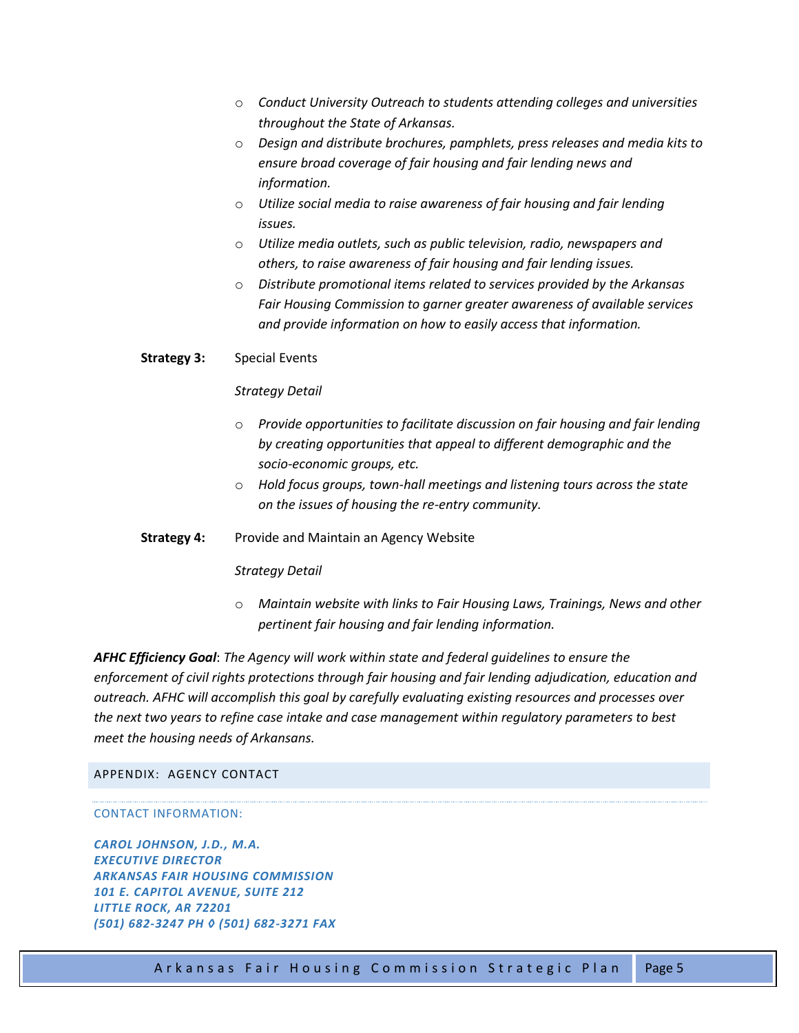- *Conduct University Outreach to students attending colleges and universities throughout the State of Arkansas.*
- *Design and distribute brochures, pamphlets, press releases and media kits to ensure broad coverage of fair housing and fair lending news and information.*
- *Utilize social media to raise awareness of fair housing and fair lending issues.*
- *Utilize media outlets, such as public television, radio, newspapers and others, to raise awareness of fair housing and fair lending issues.*
- *Distribute promotional items related to services provided by the Arkansas Fair Housing Commission to garner greater awareness of available services and provide information on how to easily access that information.*

**Strategy 3:** Special Events

*Strategy Detail*

- *Provide opportunities to facilitate discussion on fair housing and fair lending by creating opportunities that appeal to different demographic and the socio-economic groups, etc.*
- *Hold focus groups, town-hall meetings and listening tours across the state on the issues of housing the re-entry community.*

**Strategy 4:** Provide and Maintain an Agency Website

*Strategy Detail*

- *Maintain website with links to Fair Housing Laws, Trainings, News and other pertinent fair housing and fair lending information.*

***AFHC Efficiency Goal***: *The Agency will work within state and federal guidelines to ensure the enforcement of civil rights protections through fair housing and fair lending adjudication, education and outreach. AFHC will accomplish this goal by carefully evaluating existing resources and processes over the next two years to refine case intake and case management within regulatory parameters to best meet the housing needs of Arkansans.*

## APPENDIX: AGENCY CONTACT

### CONTACT INFORMATION:

***CAROL JOHNSON, J.D., M.A.***
***EXECUTIVE DIRECTOR***
***ARKANSAS FAIR HOUSING COMMISSION***
***101 E. CAPITOL AVENUE, SUITE 212***
***LITTLE ROCK, AR 72201***
***(501) 682-3247 PH ◊ (501) 682-3271 FAX***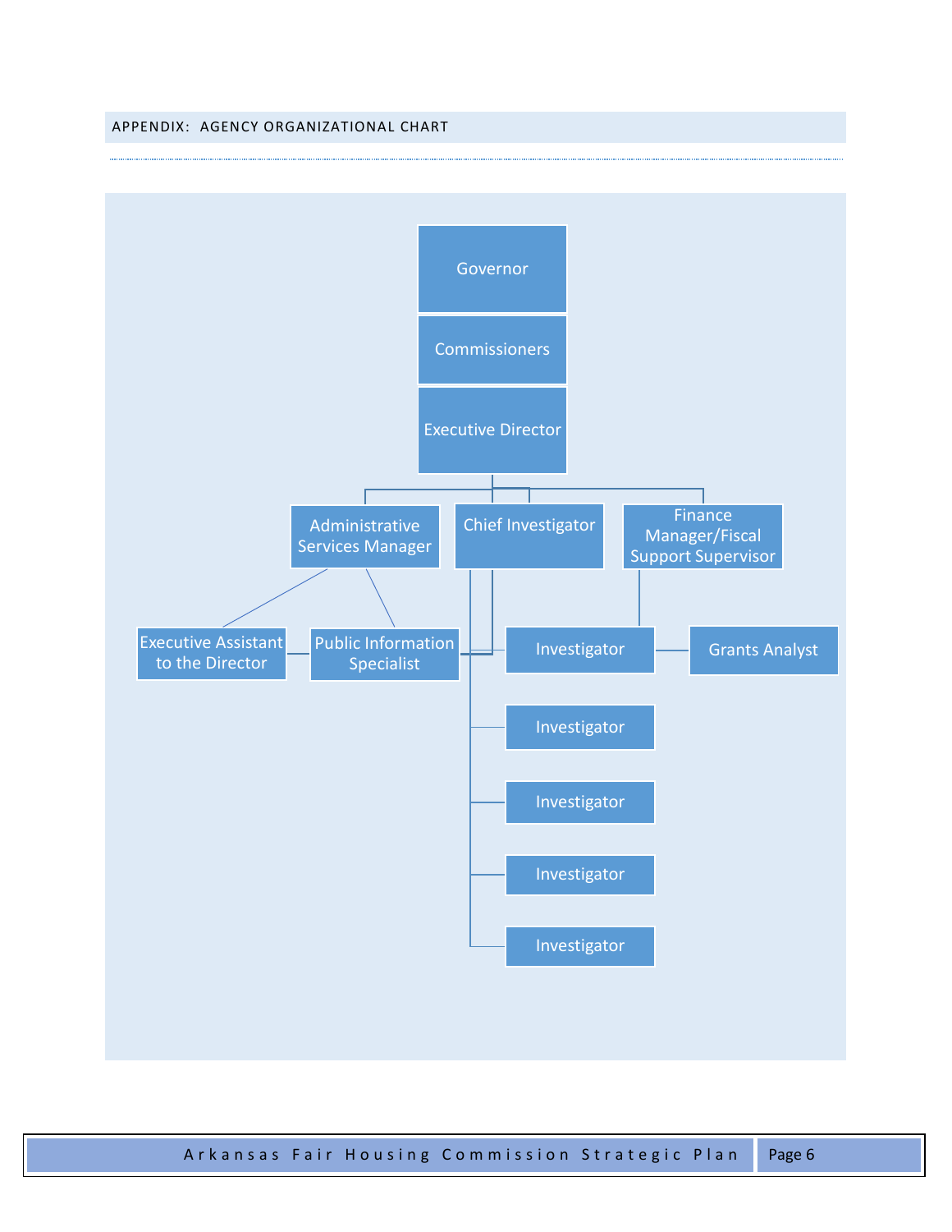## APPENDIX: AGENCY ORGANIZATIONAL CHART

Governor

Commissioners

Executive Director

Administrative Services Manager

Chief Investigator

Finance Manager/Fiscal Support Supervisor

Executive Assistant to the Director

Public Information Specialist

Investigator

Grants Analyst

Investigator

Investigator

Investigator

Investigator